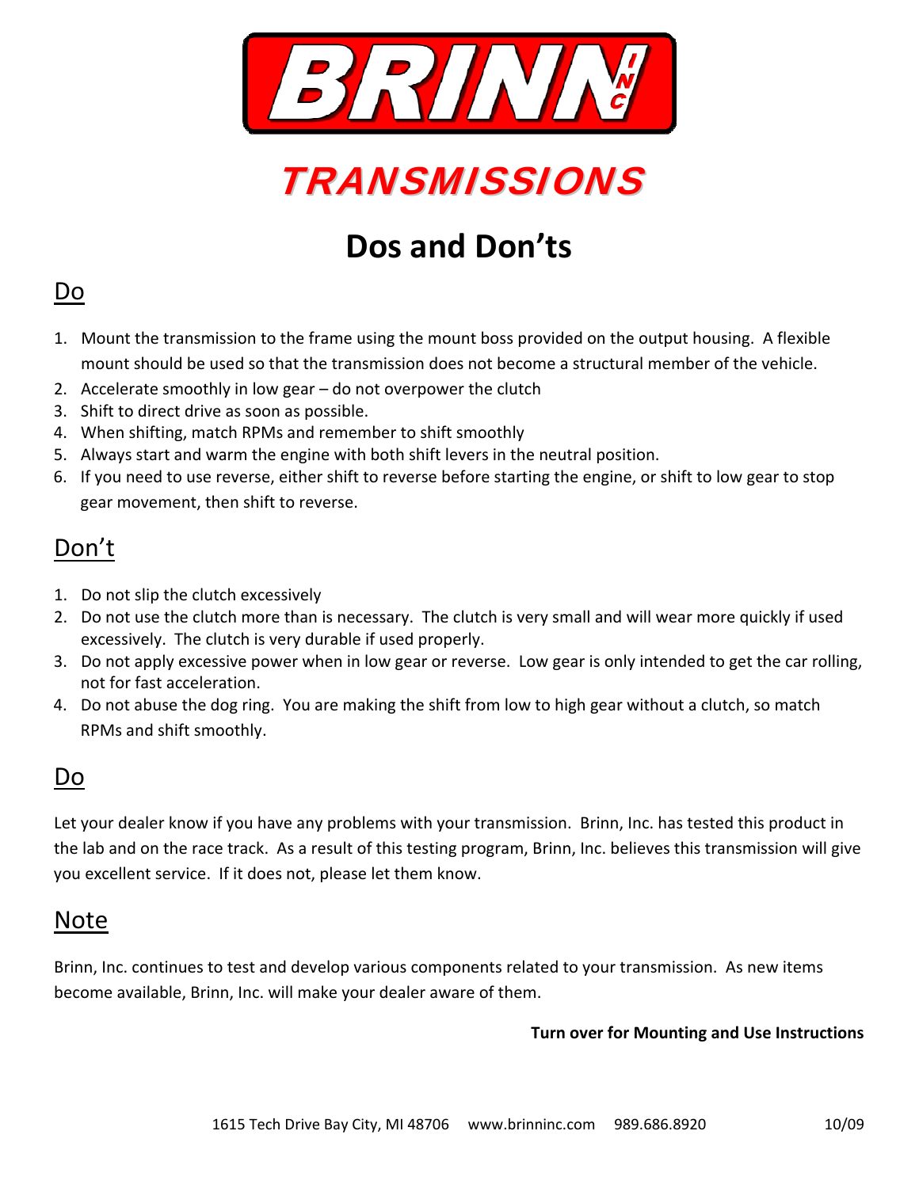# BRINN INC

# TRANSMISSIONS

## Dos and Don'ts

### Do

1. Mount the transmission to the frame using the mount boss provided on the output housing. A flexible mount should be used so that the transmission does not become a structural member of the vehicle.
2. Accelerate smoothly in low gear – do not overpower the clutch
3. Shift to direct drive as soon as possible.
4. When shifting, match RPMs and remember to shift smoothly
5. Always start and warm the engine with both shift levers in the neutral position.
6. If you need to use reverse, either shift to reverse before starting the engine, or shift to low gear to stop gear movement, then shift to reverse.

### Don't

1. Do not slip the clutch excessively
2. Do not use the clutch more than is necessary. The clutch is very small and will wear more quickly if used excessively. The clutch is very durable if used properly.
3. Do not apply excessive power when in low gear or reverse. Low gear is only intended to get the car rolling, not for fast acceleration.
4. Do not abuse the dog ring. You are making the shift from low to high gear without a clutch, so match RPMs and shift smoothly.

### Do

Let your dealer know if you have any problems with your transmission. Brinn, Inc. has tested this product in the lab and on the race track. As a result of this testing program, Brinn, Inc. believes this transmission will give you excellent service. If it does not, please let them know.

### Note

Brinn, Inc. continues to test and develop various components related to your transmission. As new items become available, Brinn, Inc. will make your dealer aware of them.

**Turn over for Mounting and Use Instructions**

1615 Tech Drive Bay City, MI 48706 www.brinninc.com 989.686.8920 10/09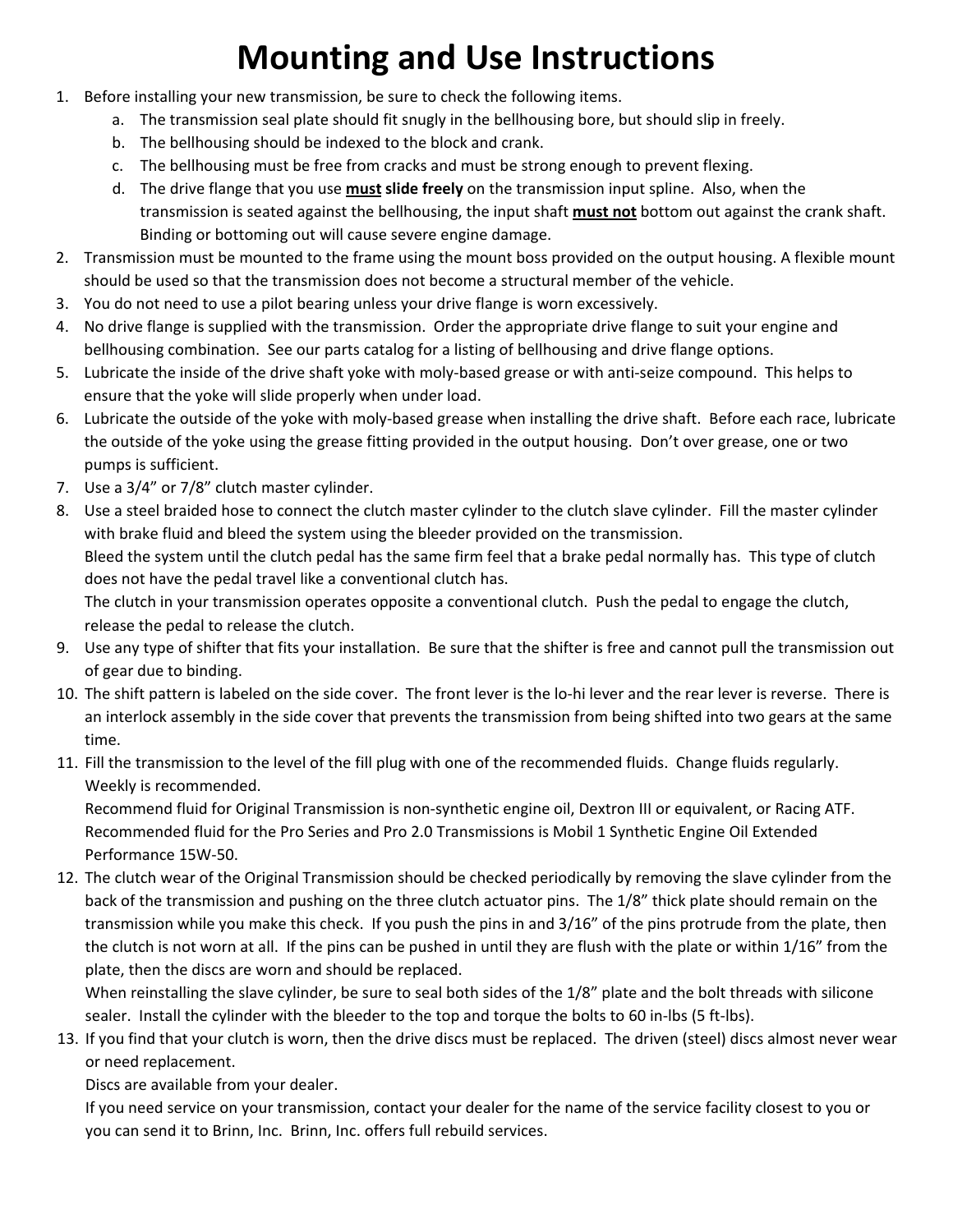# Mounting and Use Instructions

1. Before installing your new transmission, be sure to check the following items.
   a. The transmission seal plate should fit snugly in the bellhousing bore, but should slip in freely.
   b. The bellhousing should be indexed to the block and crank.
   c. The bellhousing must be free from cracks and must be strong enough to prevent flexing.
   d. The drive flange that you use **must slide freely** on the transmission input spline. Also, when the transmission is seated against the bellhousing, the input shaft **must not** bottom out against the crank shaft. Binding or bottoming out will cause severe engine damage.
2. Transmission must be mounted to the frame using the mount boss provided on the output housing. A flexible mount should be used so that the transmission does not become a structural member of the vehicle.
3. You do not need to use a pilot bearing unless your drive flange is worn excessively.
4. No drive flange is supplied with the transmission. Order the appropriate drive flange to suit your engine and bellhousing combination. See our parts catalog for a listing of bellhousing and drive flange options.
5. Lubricate the inside of the drive shaft yoke with moly-based grease or with anti-seize compound. This helps to ensure that the yoke will slide properly when under load.
6. Lubricate the outside of the yoke with moly-based grease when installing the drive shaft. Before each race, lubricate the outside of the yoke using the grease fitting provided in the output housing. Don't over grease, one or two pumps is sufficient.
7. Use a 3/4" or 7/8" clutch master cylinder.
8. Use a steel braided hose to connect the clutch master cylinder to the clutch slave cylinder. Fill the master cylinder with brake fluid and bleed the system using the bleeder provided on the transmission.
   Bleed the system until the clutch pedal has the same firm feel that a brake pedal normally has. This type of clutch does not have the pedal travel like a conventional clutch has.
   The clutch in your transmission operates opposite a conventional clutch. Push the pedal to engage the clutch, release the pedal to release the clutch.
9. Use any type of shifter that fits your installation. Be sure that the shifter is free and cannot pull the transmission out of gear due to binding.
10. The shift pattern is labeled on the side cover. The front lever is the lo-hi lever and the rear lever is reverse. There is an interlock assembly in the side cover that prevents the transmission from being shifted into two gears at the same time.
11. Fill the transmission to the level of the fill plug with one of the recommended fluids. Change fluids regularly. Weekly is recommended.
    Recommend fluid for Original Transmission is non-synthetic engine oil, Dextron III or equivalent, or Racing ATF. Recommended fluid for the Pro Series and Pro 2.0 Transmissions is Mobil 1 Synthetic Engine Oil Extended Performance 15W-50.
12. The clutch wear of the Original Transmission should be checked periodically by removing the slave cylinder from the back of the transmission and pushing on the three clutch actuator pins. The 1/8" thick plate should remain on the transmission while you make this check. If you push the pins in and 3/16" of the pins protrude from the plate, then the clutch is not worn at all. If the pins can be pushed in until they are flush with the plate or within 1/16" from the plate, then the discs are worn and should be replaced.
    When reinstalling the slave cylinder, be sure to seal both sides of the 1/8" plate and the bolt threads with silicone sealer. Install the cylinder with the bleeder to the top and torque the bolts to 60 in-lbs (5 ft-lbs).
13. If you find that your clutch is worn, then the drive discs must be replaced. The driven (steel) discs almost never wear or need replacement.
    Discs are available from your dealer.
    If you need service on your transmission, contact your dealer for the name of the service facility closest to you or you can send it to Brinn, Inc. Brinn, Inc. offers full rebuild services.